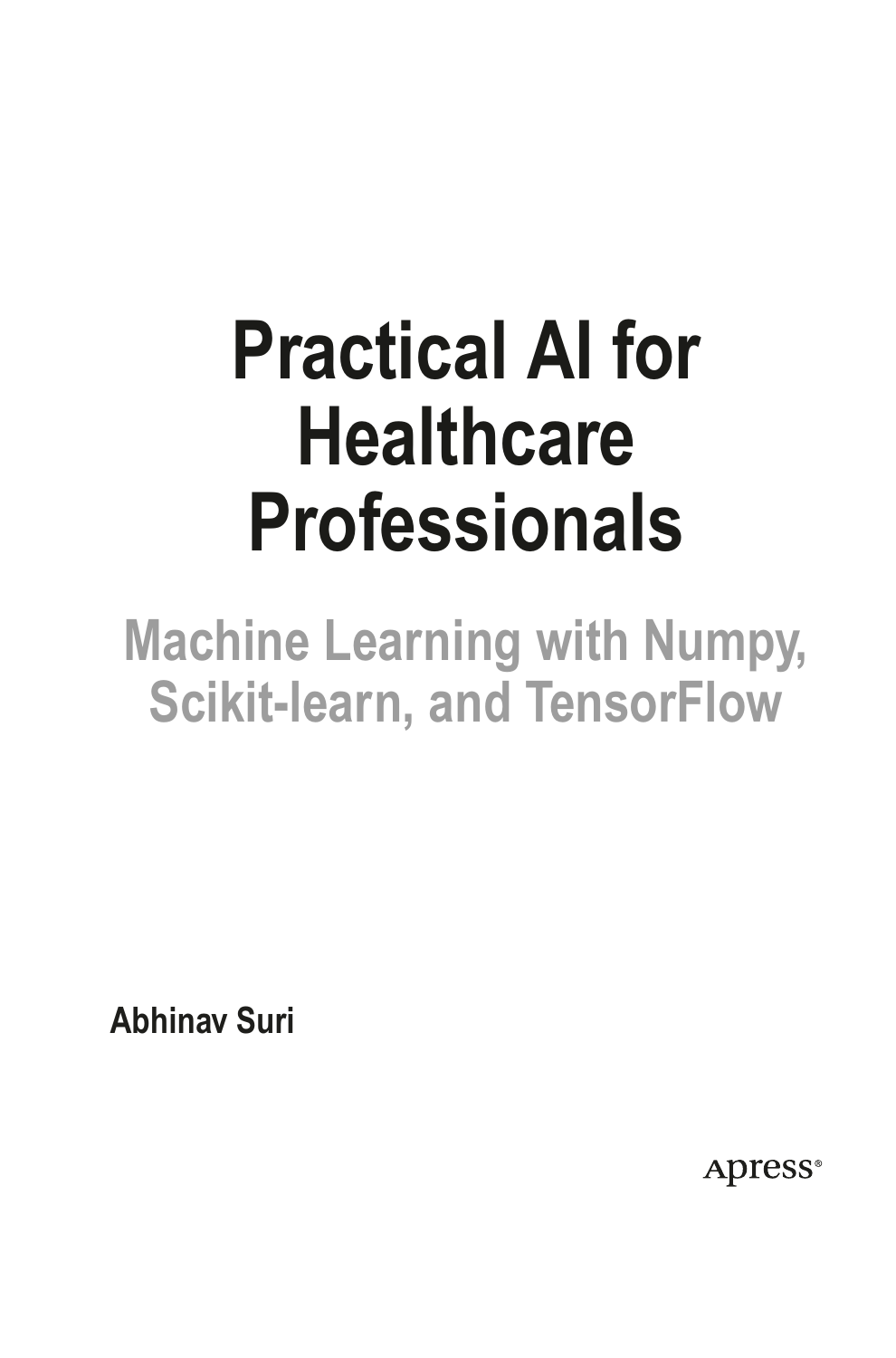# Practical AI for Healthcare Professionals

## Machine Learning with Numpy, Scikit-learn, and TensorFlow

**Abhinav Suri**

Apress®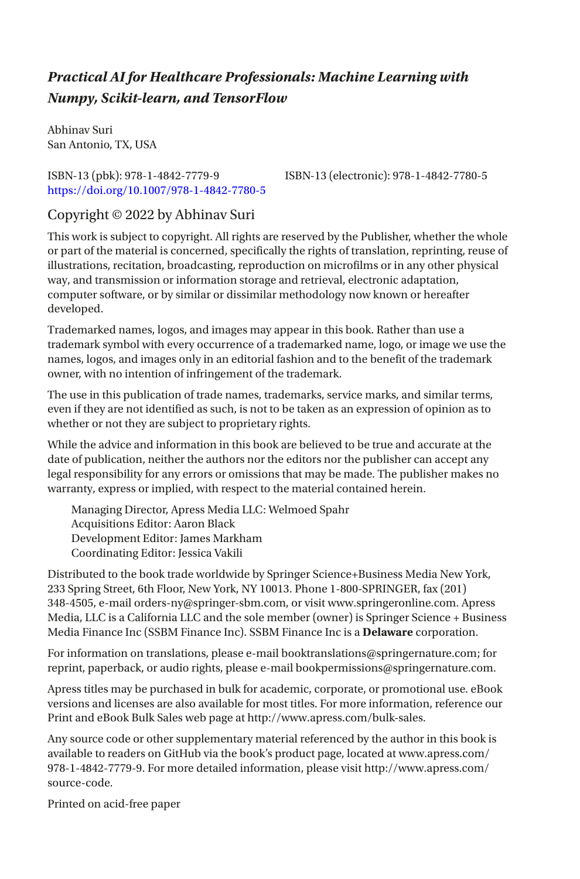***Practical AI for Healthcare Professionals: Machine Learning with Numpy, Scikit-learn, and TensorFlow***

Abhinav Suri
San Antonio, TX, USA

ISBN-13 (pbk): 978-1-4842-7779-9 ISBN-13 (electronic): 978-1-4842-7780-5
https://doi.org/10.1007/978-1-4842-7780-5

Copyright © 2022 by Abhinav Suri

This work is subject to copyright. All rights are reserved by the Publisher, whether the whole or part of the material is concerned, specifically the rights of translation, reprinting, reuse of illustrations, recitation, broadcasting, reproduction on microfilms or in any other physical way, and transmission or information storage and retrieval, electronic adaptation, computer software, or by similar or dissimilar methodology now known or hereafter developed.

Trademarked names, logos, and images may appear in this book. Rather than use a trademark symbol with every occurrence of a trademarked name, logo, or image we use the names, logos, and images only in an editorial fashion and to the benefit of the trademark owner, with no intention of infringement of the trademark.

The use in this publication of trade names, trademarks, service marks, and similar terms, even if they are not identified as such, is not to be taken as an expression of opinion as to whether or not they are subject to proprietary rights.

While the advice and information in this book are believed to be true and accurate at the date of publication, neither the authors nor the editors nor the publisher can accept any legal responsibility for any errors or omissions that may be made. The publisher makes no warranty, express or implied, with respect to the material contained herein.

Managing Director, Apress Media LLC: Welmoed Spahr
Acquisitions Editor: Aaron Black
Development Editor: James Markham
Coordinating Editor: Jessica Vakili

Distributed to the book trade worldwide by Springer Science+Business Media New York, 233 Spring Street, 6th Floor, New York, NY 10013. Phone 1-800-SPRINGER, fax (201) 348-4505, e-mail orders-ny@springer-sbm.com, or visit www.springeronline.com. Apress Media, LLC is a California LLC and the sole member (owner) is Springer Science + Business Media Finance Inc (SSBM Finance Inc). SSBM Finance Inc is a **Delaware** corporation.

For information on translations, please e-mail booktranslations@springernature.com; for reprint, paperback, or audio rights, please e-mail bookpermissions@springernature.com.

Apress titles may be purchased in bulk for academic, corporate, or promotional use. eBook versions and licenses are also available for most titles. For more information, reference our Print and eBook Bulk Sales web page at http://www.apress.com/bulk-sales.

Any source code or other supplementary material referenced by the author in this book is available to readers on GitHub via the book's product page, located at www.apress.com/978-1-4842-7779-9. For more detailed information, please visit http://www.apress.com/source-code.

Printed on acid-free paper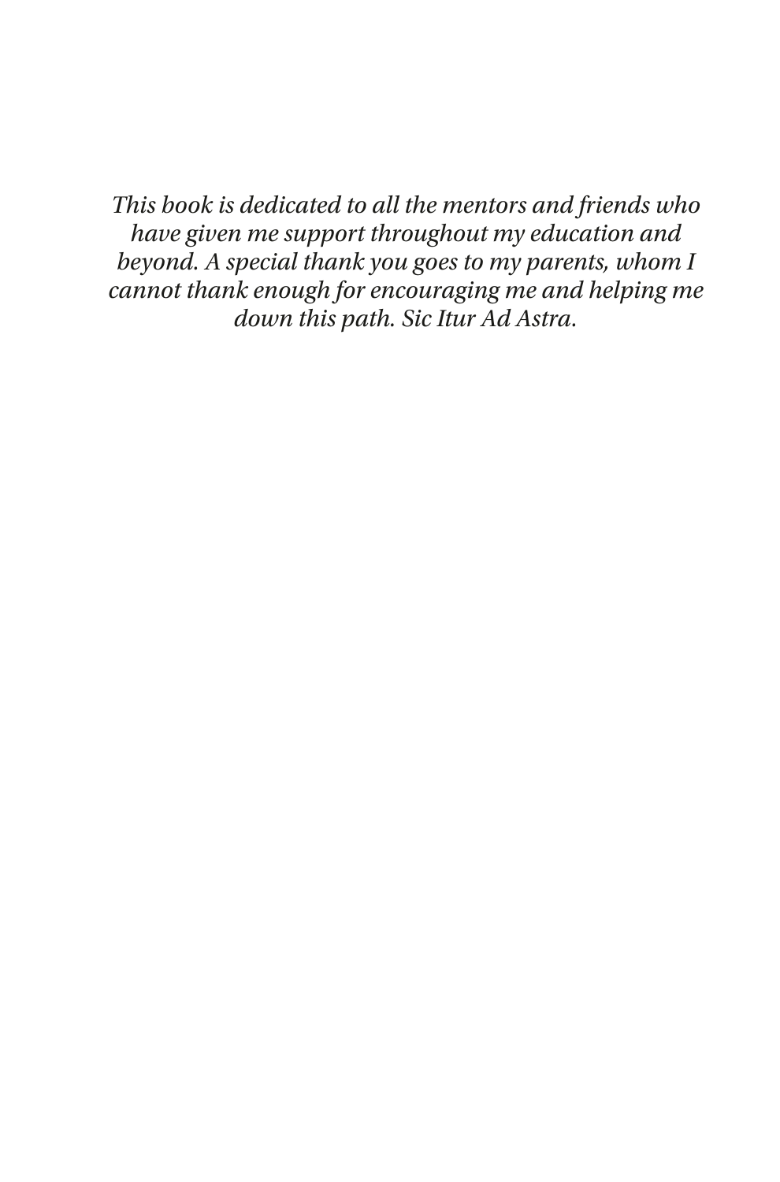*This book is dedicated to all the mentors and friends who have given me support throughout my education and beyond. A special thank you goes to my parents, whom I cannot thank enough for encouraging me and helping me down this path. Sic Itur Ad Astra.*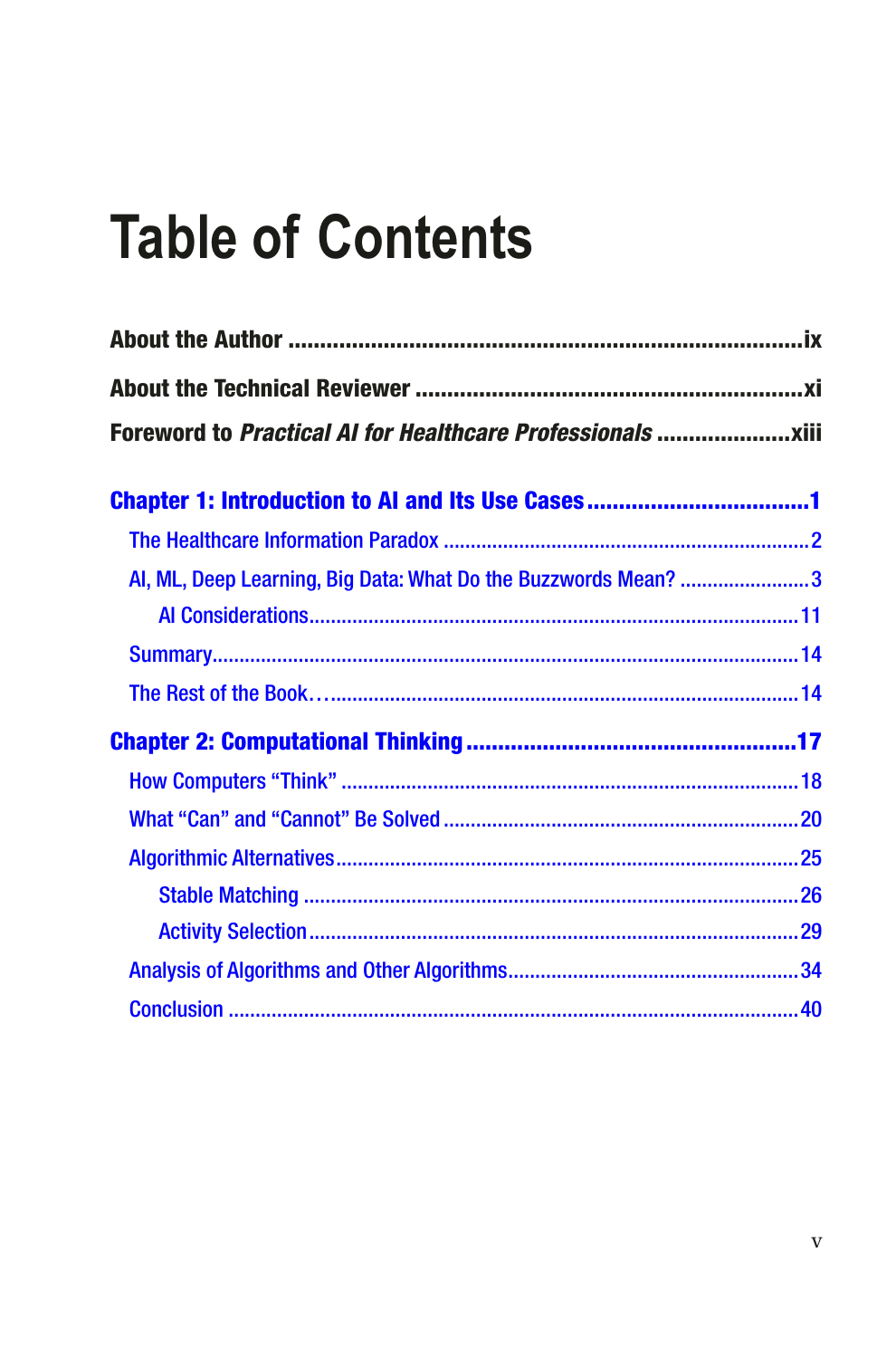# Table of Contents

**About the Author** ..................................................................................ix

**About the Technical Reviewer** .............................................................xi

**Foreword to *Practical AI for Healthcare Professionals*** ......................xiii

**Chapter 1: Introduction to AI and Its Use Cases** ....................................1

- The Healthcare Information Paradox ....................................................2
- AI, ML, Deep Learning, Big Data: What Do the Buzzwords Mean? ..........3
  - AI Considerations..........................................................................11
- Summary...........................................................................................14
- The Rest of the Book…......................................................................14

**Chapter 2: Computational Thinking** ......................................................17

- How Computers "Think" ....................................................................18
- What "Can" and "Cannot" Be Solved ..................................................20
- Algorithmic Alternatives.....................................................................25
  - Stable Matching ............................................................................26
  - Activity Selection..........................................................................29
- Analysis of Algorithms and Other Algorithms......................................34
- Conclusion ........................................................................................40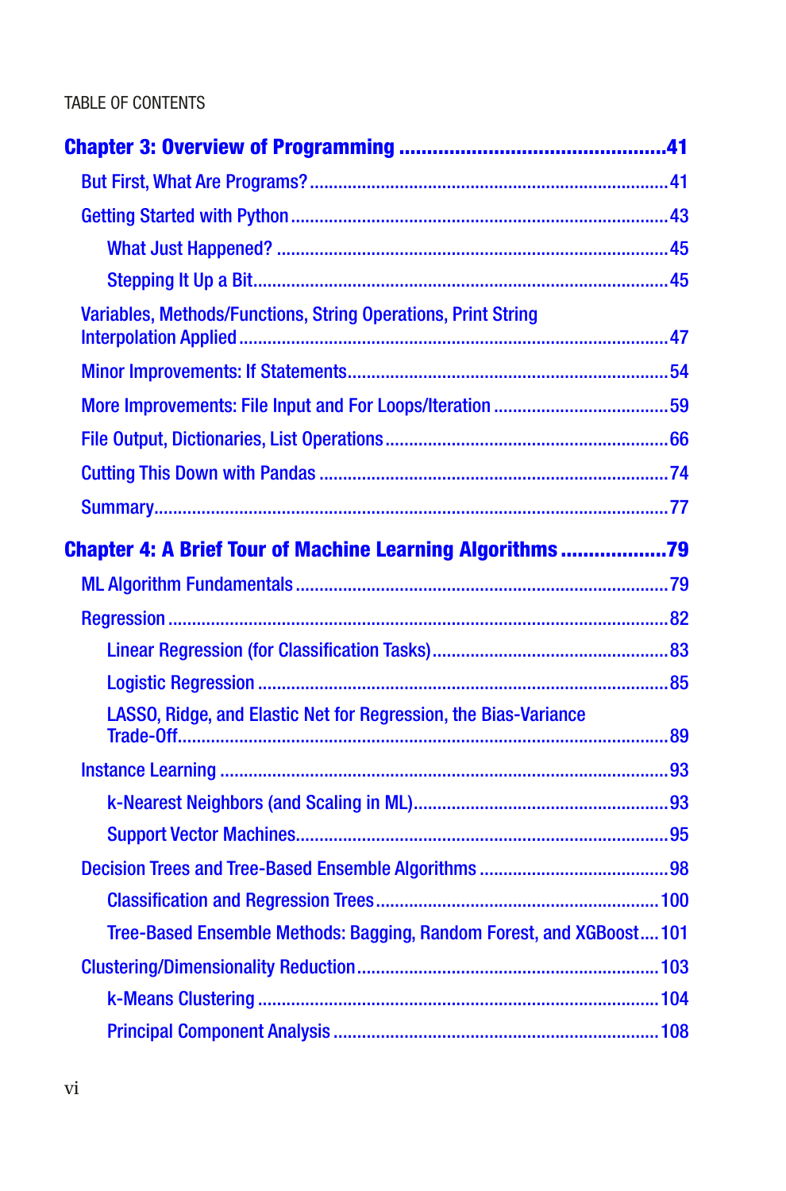TABLE OF CONTENTS

**Chapter 3: Overview of Programming .............................................41**

- But First, What Are Programs? ........................................................................41
- Getting Started with Python .............................................................................43
  - What Just Happened? .................................................................................45
  - Stepping It Up a Bit.....................................................................................45
- Variables, Methods/Functions, String Operations, Print String Interpolation Applied ..........................................................................................47
- Minor Improvements: If Statements..................................................................54
- More Improvements: File Input and For Loops/Iteration ....................................59
- File Output, Dictionaries, List Operations ...........................................................66
- Cutting This Down with Pandas ........................................................................74
- Summary...........................................................................................................77

**Chapter 4: A Brief Tour of Machine Learning Algorithms ...................79**

- ML Algorithm Fundamentals .............................................................................79
- Regression ........................................................................................................82
  - Linear Regression (for Classification Tasks).................................................83
  - Logistic Regression .....................................................................................85
  - LASSO, Ridge, and Elastic Net for Regression, the Bias-Variance Trade-Off.......................................................................................................89
- Instance Learning .............................................................................................93
  - k-Nearest Neighbors (and Scaling in ML).....................................................93
  - Support Vector Machines.............................................................................95
- Decision Trees and Tree-Based Ensemble Algorithms .......................................98
  - Classification and Regression Trees..........................................................100
  - Tree-Based Ensemble Methods: Bagging, Random Forest, and XGBoost....101
- Clustering/Dimensionality Reduction..............................................................103
  - k-Means Clustering ...................................................................................104
  - Principal Component Analysis ...................................................................108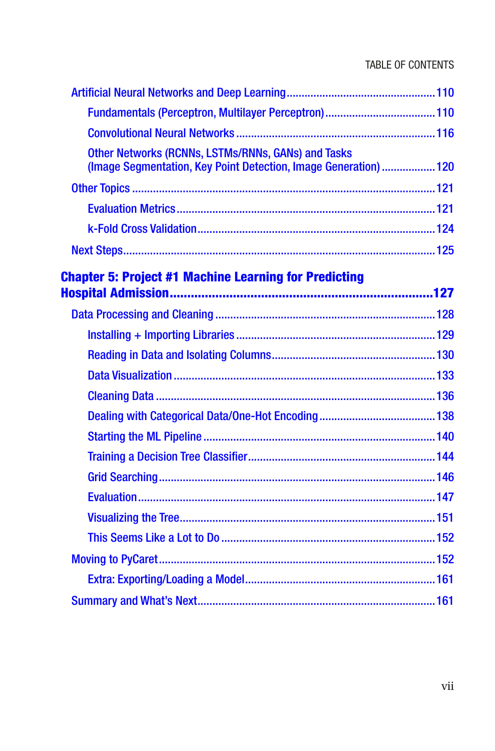- Artificial Neural Networks and Deep Learning ........ 110
  - Fundamentals (Perceptron, Multilayer Perceptron) ........ 110
  - Convolutional Neural Networks ........ 116
  - Other Networks (RCNNs, LSTMs/RNNs, GANs) and Tasks (Image Segmentation, Key Point Detection, Image Generation) ........ 120
- Other Topics ........ 121
  - Evaluation Metrics ........ 121
  - k-Fold Cross Validation ........ 124
- Next Steps ........ 125

**Chapter 5: Project #1 Machine Learning for Predicting Hospital Admission ........ 127**

- Data Processing and Cleaning ........ 128
  - Installing + Importing Libraries ........ 129
  - Reading in Data and Isolating Columns ........ 130
  - Data Visualization ........ 133
  - Cleaning Data ........ 136
  - Dealing with Categorical Data/One-Hot Encoding ........ 138
  - Starting the ML Pipeline ........ 140
  - Training a Decision Tree Classifier ........ 144
  - Grid Searching ........ 146
  - Evaluation ........ 147
  - Visualizing the Tree ........ 151
  - This Seems Like a Lot to Do ........ 152
- Moving to PyCaret ........ 152
  - Extra: Exporting/Loading a Model ........ 161
- Summary and What's Next ........ 161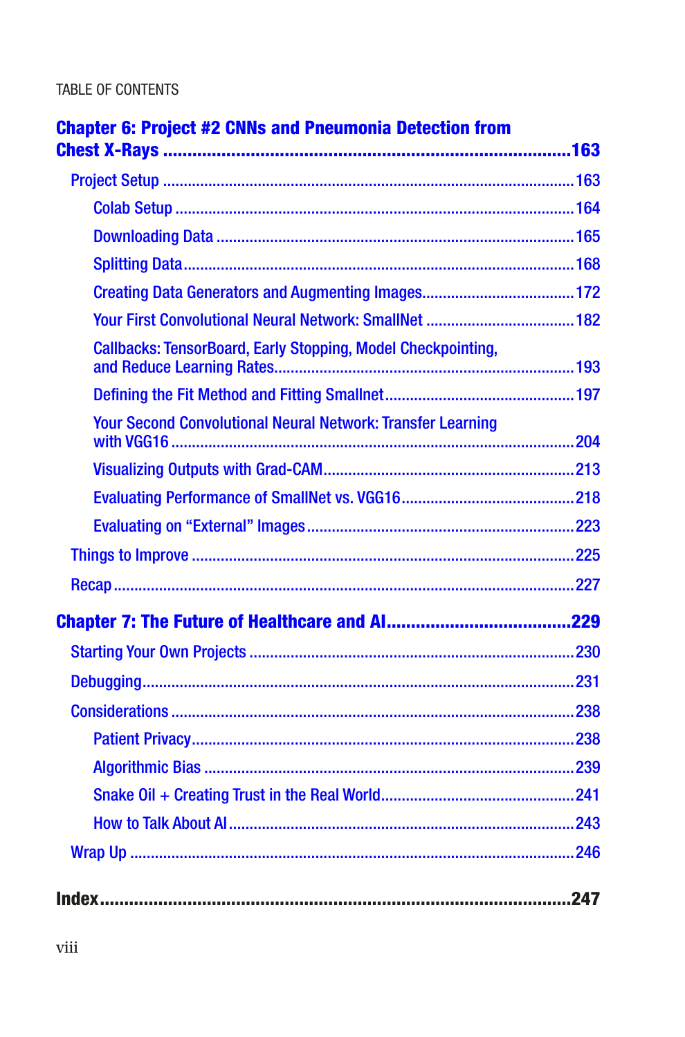**Chapter 6: Project #2 CNNs and Pneumonia Detection from Chest X-Rays .......163**

- Project Setup .......163
  - Colab Setup .......164
  - Downloading Data .......165
  - Splitting Data .......168
  - Creating Data Generators and Augmenting Images .......172
  - Your First Convolutional Neural Network: SmallNet .......182
  - Callbacks: TensorBoard, Early Stopping, Model Checkpointing, and Reduce Learning Rates .......193
  - Defining the Fit Method and Fitting Smallnet .......197
  - Your Second Convolutional Neural Network: Transfer Learning with VGG16 .......204
  - Visualizing Outputs with Grad-CAM .......213
  - Evaluating Performance of SmallNet vs. VGG16 .......218
  - Evaluating on "External" Images .......223
- Things to Improve .......225
- Recap .......227

**Chapter 7: The Future of Healthcare and AI .......229**

- Starting Your Own Projects .......230
- Debugging .......231
- Considerations .......238
  - Patient Privacy .......238
  - Algorithmic Bias .......239
  - Snake Oil + Creating Trust in the Real World .......241
  - How to Talk About AI .......243
- Wrap Up .......246

**Index .......247**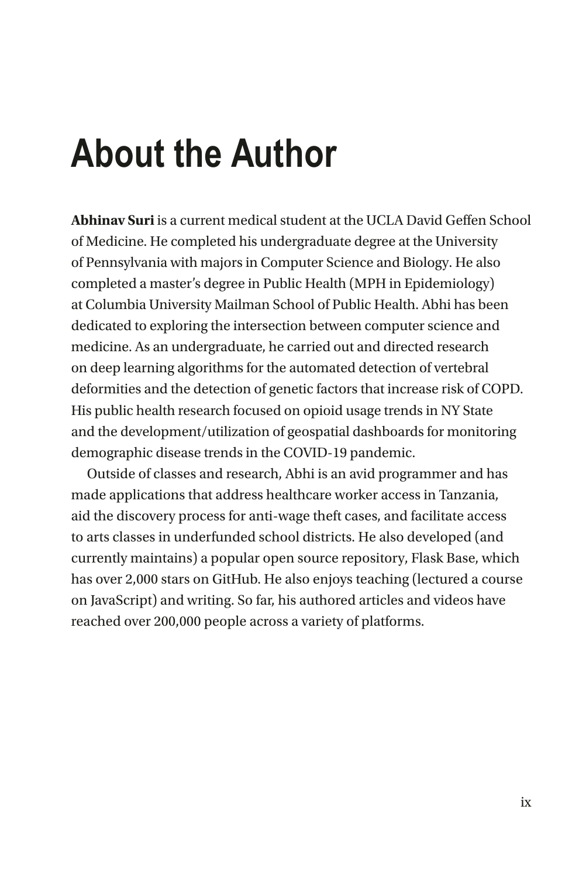# About the Author

**Abhinav Suri** is a current medical student at the UCLA David Geffen School of Medicine. He completed his undergraduate degree at the University of Pennsylvania with majors in Computer Science and Biology. He also completed a master's degree in Public Health (MPH in Epidemiology) at Columbia University Mailman School of Public Health. Abhi has been dedicated to exploring the intersection between computer science and medicine. As an undergraduate, he carried out and directed research on deep learning algorithms for the automated detection of vertebral deformities and the detection of genetic factors that increase risk of COPD. His public health research focused on opioid usage trends in NY State and the development/utilization of geospatial dashboards for monitoring demographic disease trends in the COVID-19 pandemic.

Outside of classes and research, Abhi is an avid programmer and has made applications that address healthcare worker access in Tanzania, aid the discovery process for anti-wage theft cases, and facilitate access to arts classes in underfunded school districts. He also developed (and currently maintains) a popular open source repository, Flask Base, which has over 2,000 stars on GitHub. He also enjoys teaching (lectured a course on JavaScript) and writing. So far, his authored articles and videos have reached over 200,000 people across a variety of platforms.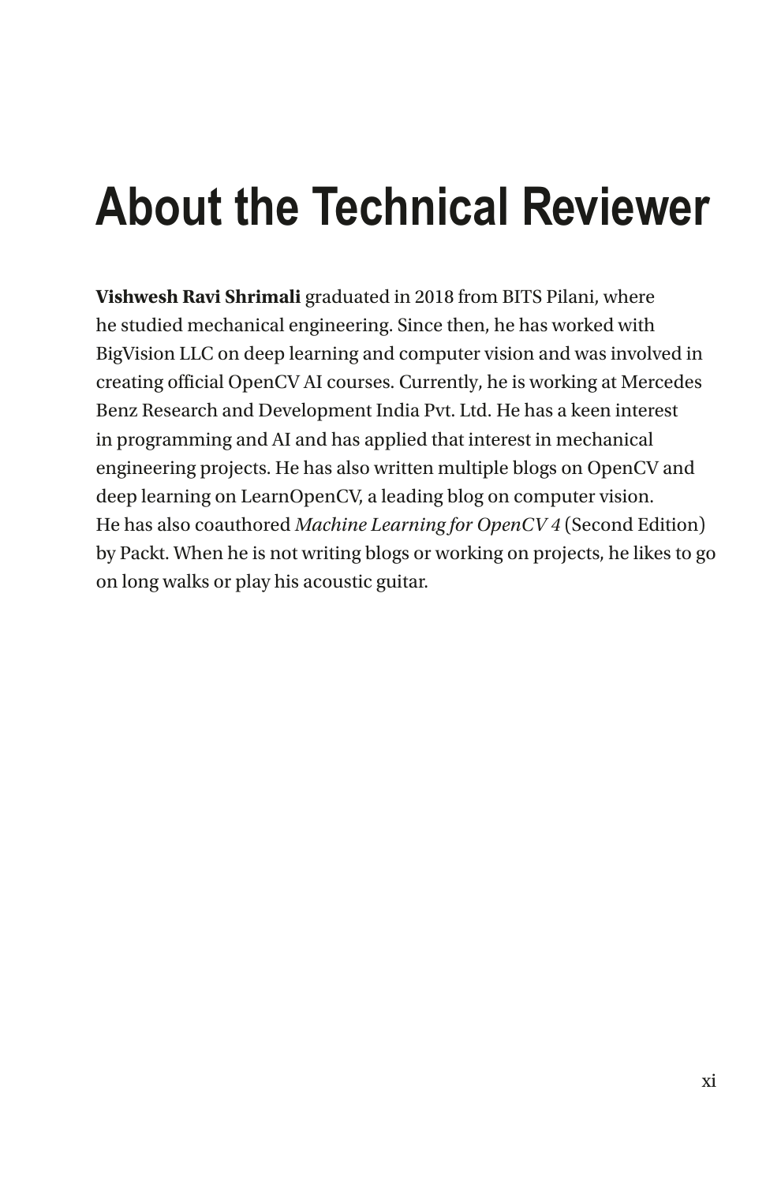# About the Technical Reviewer

**Vishwesh Ravi Shrimali** graduated in 2018 from BITS Pilani, where he studied mechanical engineering. Since then, he has worked with BigVision LLC on deep learning and computer vision and was involved in creating official OpenCV AI courses. Currently, he is working at Mercedes Benz Research and Development India Pvt. Ltd. He has a keen interest in programming and AI and has applied that interest in mechanical engineering projects. He has also written multiple blogs on OpenCV and deep learning on LearnOpenCV, a leading blog on computer vision. He has also coauthored *Machine Learning for OpenCV 4* (Second Edition) by Packt. When he is not writing blogs or working on projects, he likes to go on long walks or play his acoustic guitar.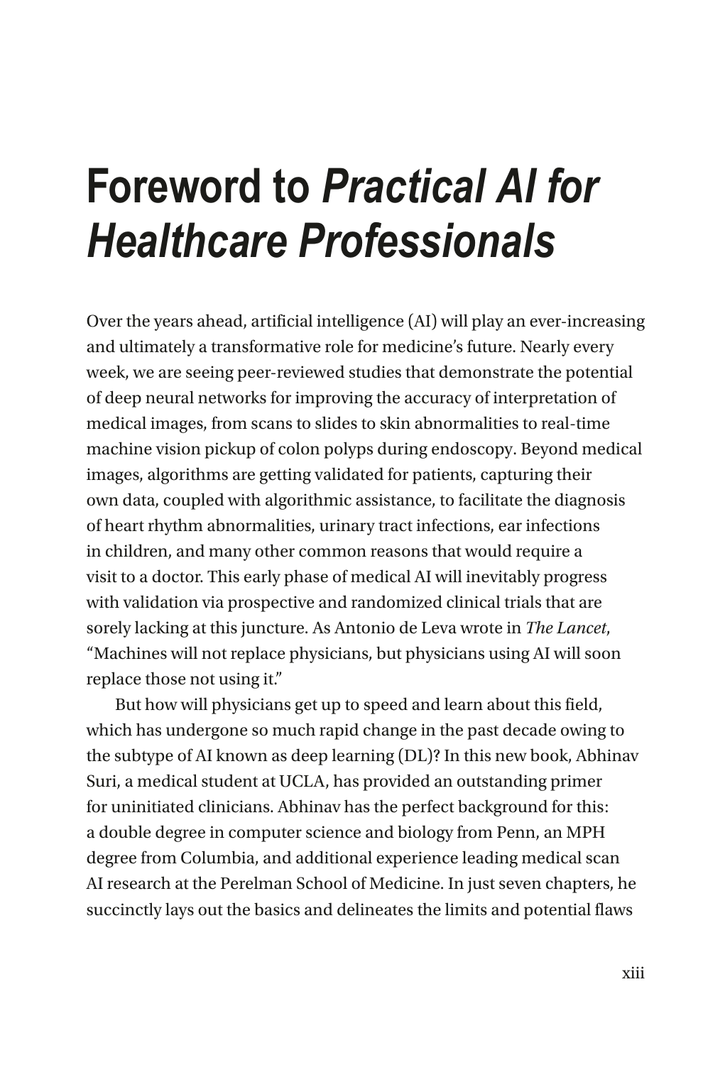# Foreword to *Practical AI for Healthcare Professionals*

Over the years ahead, artificial intelligence (AI) will play an ever-increasing and ultimately a transformative role for medicine's future. Nearly every week, we are seeing peer-reviewed studies that demonstrate the potential of deep neural networks for improving the accuracy of interpretation of medical images, from scans to slides to skin abnormalities to real-time machine vision pickup of colon polyps during endoscopy. Beyond medical images, algorithms are getting validated for patients, capturing their own data, coupled with algorithmic assistance, to facilitate the diagnosis of heart rhythm abnormalities, urinary tract infections, ear infections in children, and many other common reasons that would require a visit to a doctor. This early phase of medical AI will inevitably progress with validation via prospective and randomized clinical trials that are sorely lacking at this juncture. As Antonio de Leva wrote in *The Lancet*, "Machines will not replace physicians, but physicians using AI will soon replace those not using it."

But how will physicians get up to speed and learn about this field, which has undergone so much rapid change in the past decade owing to the subtype of AI known as deep learning (DL)? In this new book, Abhinav Suri, a medical student at UCLA, has provided an outstanding primer for uninitiated clinicians. Abhinav has the perfect background for this: a double degree in computer science and biology from Penn, an MPH degree from Columbia, and additional experience leading medical scan AI research at the Perelman School of Medicine. In just seven chapters, he succinctly lays out the basics and delineates the limits and potential flaws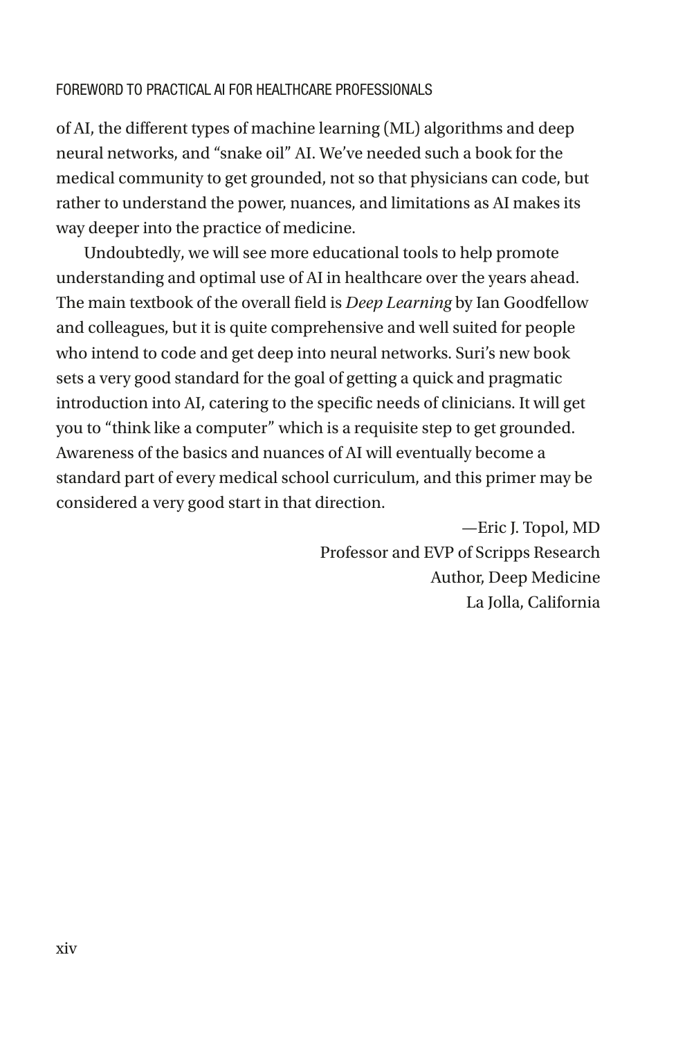of AI, the different types of machine learning (ML) algorithms and deep neural networks, and "snake oil" AI. We've needed such a book for the medical community to get grounded, not so that physicians can code, but rather to understand the power, nuances, and limitations as AI makes its way deeper into the practice of medicine.

Undoubtedly, we will see more educational tools to help promote understanding and optimal use of AI in healthcare over the years ahead. The main textbook of the overall field is *Deep Learning* by Ian Goodfellow and colleagues, but it is quite comprehensive and well suited for people who intend to code and get deep into neural networks. Suri's new book sets a very good standard for the goal of getting a quick and pragmatic introduction into AI, catering to the specific needs of clinicians. It will get you to "think like a computer" which is a requisite step to get grounded. Awareness of the basics and nuances of AI will eventually become a standard part of every medical school curriculum, and this primer may be considered a very good start in that direction.

—Eric J. Topol, MD
Professor and EVP of Scripps Research
Author, Deep Medicine
La Jolla, California